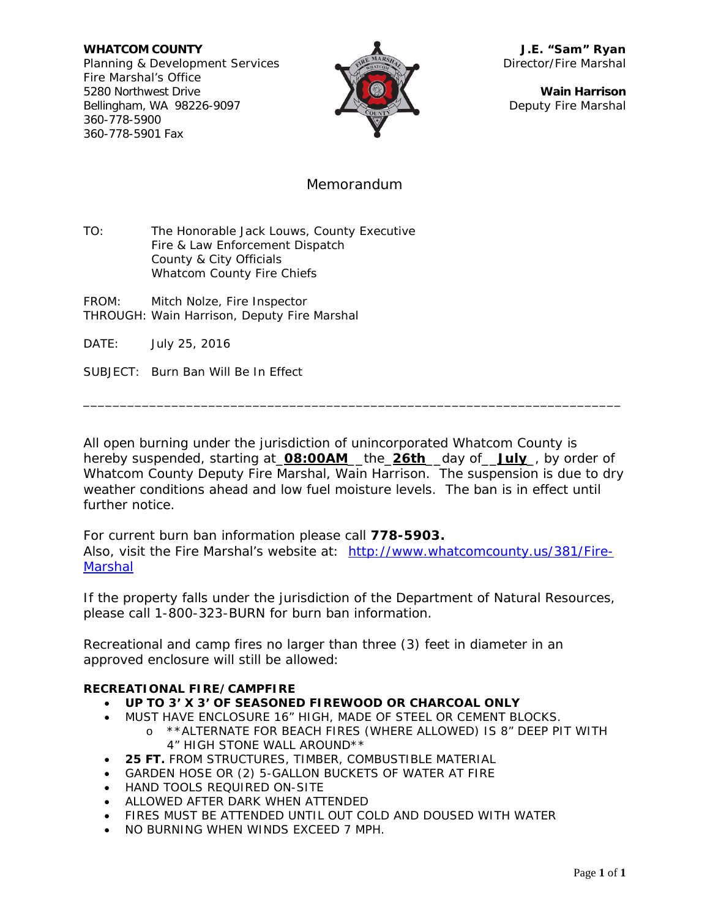**WHATCOM COUNTY**
Planning & Development Services
Fire Marshal's Office
5280 Northwest Drive
Bellingham, WA 98226-9097
360-778-5900
360-778-5901 Fax

**J.E. "Sam" Ryan**
Director/Fire Marshal

**Wain Harrison**
Deputy Fire Marshal

# Memorandum

TO: The Honorable Jack Louws, County Executive
Fire & Law Enforcement Dispatch
County & City Officials
Whatcom County Fire Chiefs

FROM: Mitch Nolze, Fire Inspector
THROUGH: Wain Harrison, Deputy Fire Marshal

DATE: July 25, 2016

SUBJECT: Burn Ban Will Be In Effect

---

All open burning under the jurisdiction of unincorporated Whatcom County is hereby suspended, starting at_**08:00AM**__the_**26th**__day of__**July**_, by order of Whatcom County Deputy Fire Marshal, Wain Harrison. The suspension is due to dry weather conditions ahead and low fuel moisture levels. The ban is in effect until further notice.

For current burn ban information please call **778-5903.**
Also, visit the Fire Marshal's website at: http://www.whatcomcounty.us/381/Fire-Marshal

If the property falls under the jurisdiction of the Department of Natural Resources, please call 1-800-323-BURN for burn ban information.

Recreational and camp fires no larger than three (3) feet in diameter in an approved enclosure will still be allowed:

**RECREATIONAL FIRE/CAMPFIRE**

- **UP TO 3' X 3' OF SEASONED FIREWOOD OR CHARCOAL ONLY**
- MUST HAVE ENCLOSURE 16" HIGH, MADE OF STEEL OR CEMENT BLOCKS.
  - **ALTERNATE FOR BEACH FIRES (WHERE ALLOWED) IS 8" DEEP PIT WITH 4" HIGH STONE WALL AROUND**
- **25 FT.** FROM STRUCTURES, TIMBER, COMBUSTIBLE MATERIAL
- GARDEN HOSE OR (2) 5-GALLON BUCKETS OF WATER AT FIRE
- HAND TOOLS REQUIRED ON-SITE
- ALLOWED AFTER DARK WHEN ATTENDED
- FIRES MUST BE ATTENDED UNTIL OUT COLD AND DOUSED WITH WATER
- NO BURNING WHEN WINDS EXCEED 7 MPH.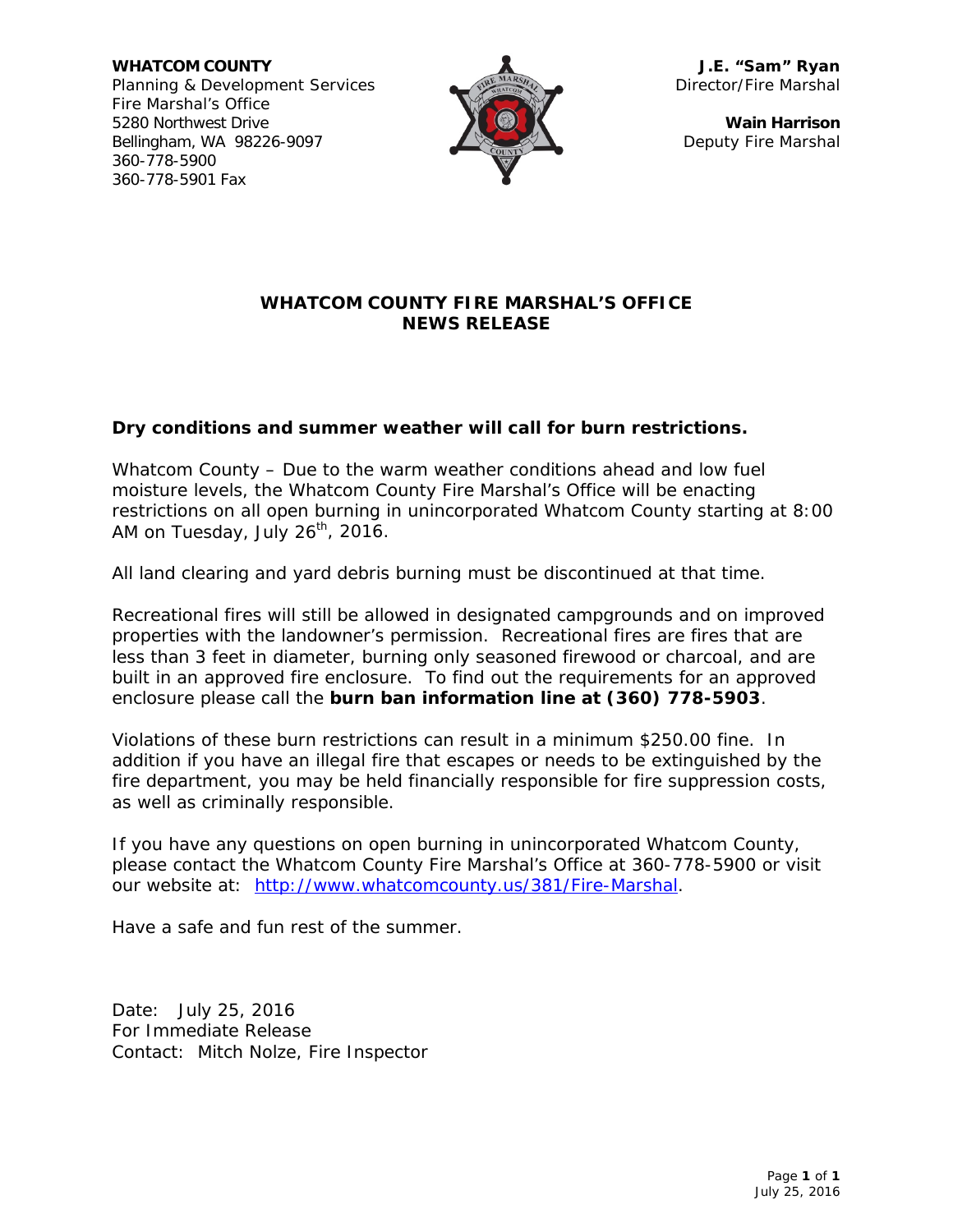**WHATCOM COUNTY**
Planning & Development Services
Fire Marshal's Office
5280 Northwest Drive
Bellingham, WA 98226-9097
360-778-5900
360-778-5901 Fax

**J.E. "Sam" Ryan**
Director/Fire Marshal

**Wain Harrison**
Deputy Fire Marshal

# WHATCOM COUNTY FIRE MARSHAL'S OFFICE NEWS RELEASE

## Dry conditions and summer weather will call for burn restrictions.

Whatcom County – Due to the warm weather conditions ahead and low fuel moisture levels, the Whatcom County Fire Marshal's Office will be enacting restrictions on all open burning in unincorporated Whatcom County starting at 8:00 AM on Tuesday, July 26th, 2016.

All land clearing and yard debris burning must be discontinued at that time.

Recreational fires will still be allowed in designated campgrounds and on improved properties with the landowner's permission. Recreational fires are fires that are less than 3 feet in diameter, burning only seasoned firewood or charcoal, and are built in an approved fire enclosure. To find out the requirements for an approved enclosure please call the **burn ban information line at (360) 778-5903**.

Violations of these burn restrictions can result in a minimum $250.00 fine. In addition if you have an illegal fire that escapes or needs to be extinguished by the fire department, you may be held financially responsible for fire suppression costs, as well as criminally responsible.

If you have any questions on open burning in unincorporated Whatcom County, please contact the Whatcom County Fire Marshal's Office at 360-778-5900 or visit our website at: http://www.whatcomcounty.us/381/Fire-Marshal.

Have a safe and fun rest of the summer.

Date: July 25, 2016
For Immediate Release
Contact: Mitch Nolze, Fire Inspector